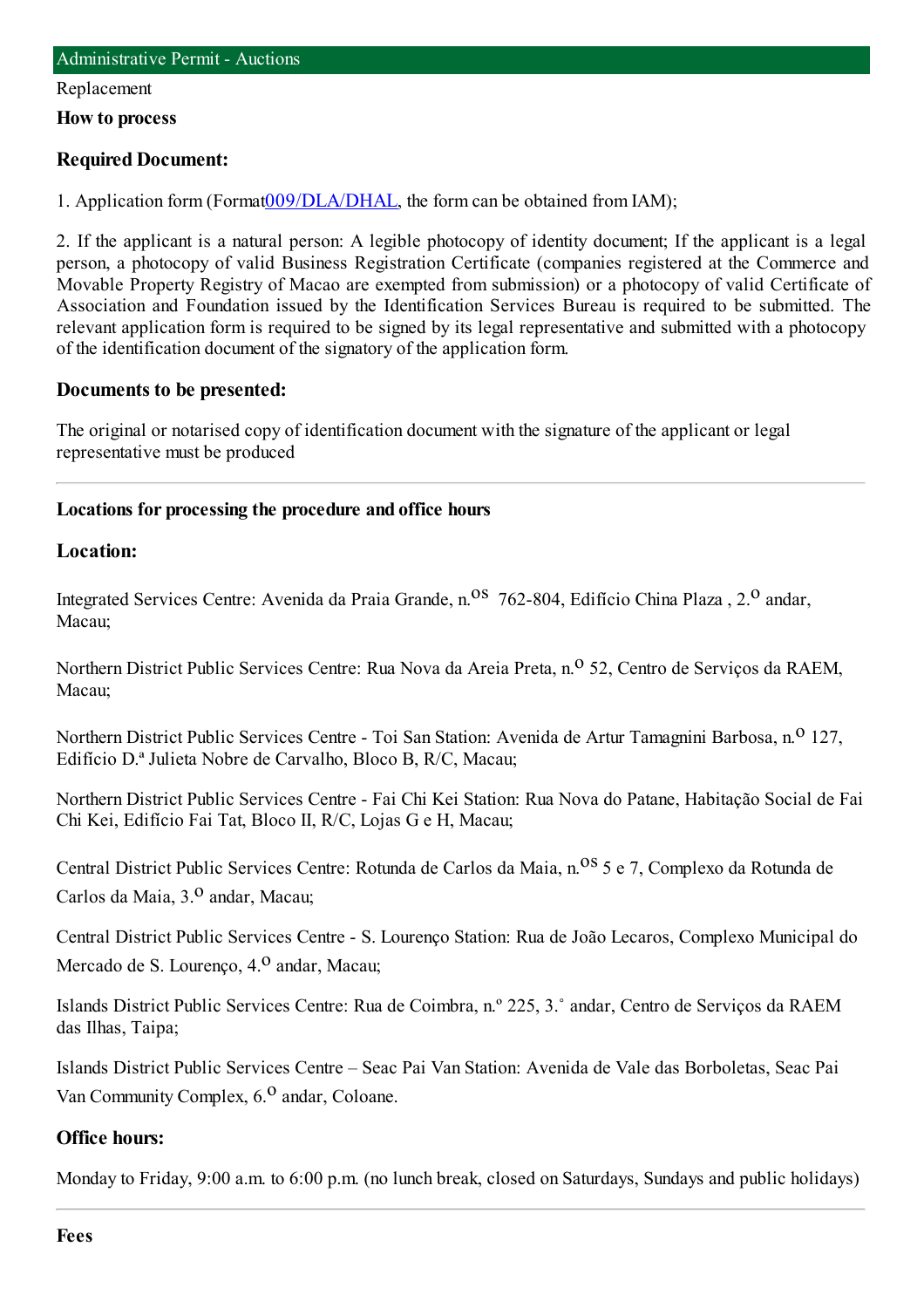Administrative Permit - Auctions

Replacement

**How to process**

**Required Document:**

1. Application form (Format009/DLA/DHAL, the form can be obtained from IAM);

2. If the applicant is a natural person: A legible photocopy of identity document; If the applicant is a legal person, a photocopy of valid Business Registration Certificate (companies registered at the Commerce and Movable Property Registry of Macao are exempted from submission) or a photocopy of valid Certificate of Association and Foundation issued by the Identification Services Bureau is required to be submitted. The relevant application form is required to be signed by its legal representative and submitted with a photocopy of the identification document of the signatory of the application form.

**Documents to be presented:**

The original or notarised copy of identification document with the signature of the applicant or legal representative must be produced

---

**Locations for processing the procedure and office hours**

**Location:**

Integrated Services Centre: Avenida da Praia Grande, n.os 762-804, Edifício China Plaza , 2.o andar, Macau;

Northern District Public Services Centre: Rua Nova da Areia Preta, n.o 52, Centro de Serviços da RAEM, Macau;

Northern District Public Services Centre - Toi San Station: Avenida de Artur Tamagnini Barbosa, n.o 127, Edifício D.ª Julieta Nobre de Carvalho, Bloco B, R/C, Macau;

Northern District Public Services Centre - Fai Chi Kei Station: Rua Nova do Patane, Habitação Social de Fai Chi Kei, Edifício Fai Tat, Bloco II, R/C, Lojas G e H, Macau;

Central District Public Services Centre: Rotunda de Carlos da Maia, n.os 5 e 7, Complexo da Rotunda de Carlos da Maia, 3.o andar, Macau;

Central District Public Services Centre - S. Lourenço Station: Rua de João Lecaros, Complexo Municipal do Mercado de S. Lourenço, 4.o andar, Macau;

Islands District Public Services Centre: Rua de Coimbra, n.º 225, 3.˚ andar, Centro de Serviços da RAEM das Ilhas, Taipa;

Islands District Public Services Centre – Seac Pai Van Station: Avenida de Vale das Borboletas, Seac Pai Van Community Complex, 6.o andar, Coloane.

**Office hours:**

Monday to Friday, 9:00 a.m. to 6:00 p.m. (no lunch break, closed on Saturdays, Sundays and public holidays)

---

**Fees**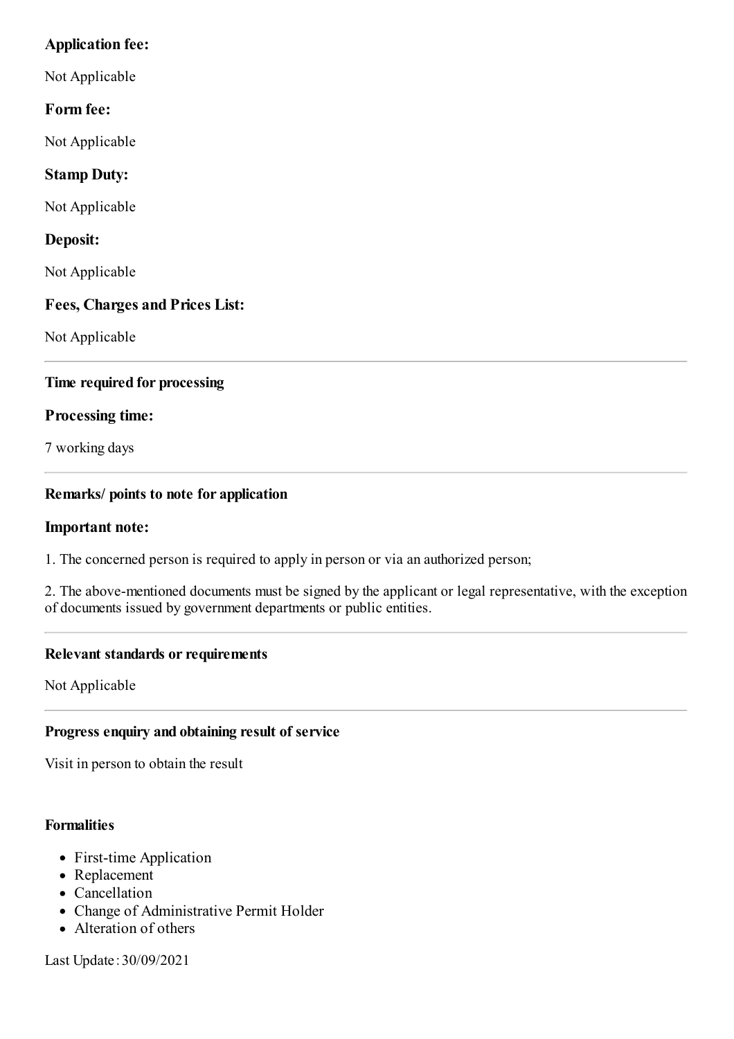### Application fee:

Not Applicable

### Form fee:

Not Applicable

### Stamp Duty:

Not Applicable

### Deposit:

Not Applicable

### Fees, Charges and Prices List:

Not Applicable

---

#### Time required for processing

### Processing time:

7 working days

---

#### Remarks/ points to note for application

### Important note:

1. The concerned person is required to apply in person or via an authorized person;

2. The above-mentioned documents must be signed by the applicant or legal representative, with the exception of documents issued by government departments or public entities.

---

#### Relevant standards or requirements

Not Applicable

---

#### Progress enquiry and obtaining result of service

Visit in person to obtain the result

#### Formalities

- First-time Application
- Replacement
- Cancellation
- Change of Administrative Permit Holder
- Alteration of others

Last Update: 30/09/2021